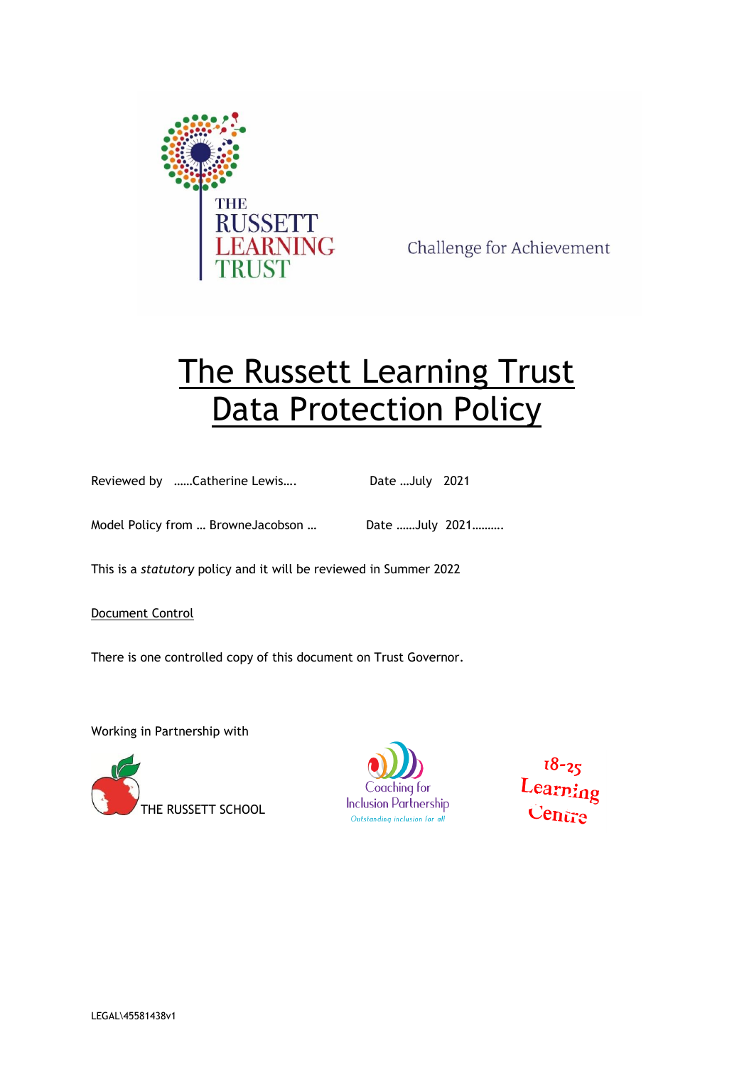THE RUSSETT LEARNING TRUST

Challenge for Achievement

# The Russett Learning Trust Data Protection Policy

Reviewed by ……Catherine Lewis….   Date …July 2021

Model Policy from … BrowneJacobson …   Date ……July 2021……….

This is a *statutory* policy and it will be reviewed in Summer 2022

Document Control

There is one controlled copy of this document on Trust Governor.

Working in Partnership with

THE RUSSETT SCHOOL

Coaching for Inclusion Partnership
Outstanding inclusion for all

18-25 Learning Centre

LEGAL\45581438v1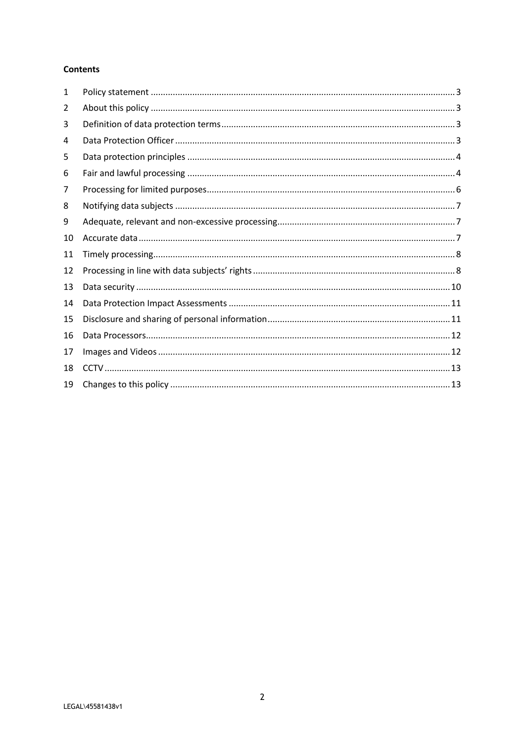**Contents**

1 Policy statement ........................................................................................................................... 3
2 About this policy ........................................................................................................................... 3
3 Definition of data protection terms.............................................................................................. 3
4 Data Protection Officer ................................................................................................................. 3
5 Data protection principles ............................................................................................................ 4
6 Fair and lawful processing ............................................................................................................ 4
7 Processing for limited purposes.................................................................................................... 6
8 Notifying data subjects ................................................................................................................. 7
9 Adequate, relevant and non-excessive processing....................................................................... 7
10 Accurate data ................................................................................................................................ 7
11 Timely processing.......................................................................................................................... 8
12 Processing in line with data subjects' rights ................................................................................. 8
13 Data security ............................................................................................................................... 10
14 Data Protection Impact Assessments ......................................................................................... 11
15 Disclosure and sharing of personal information......................................................................... 11
16 Data Processors........................................................................................................................... 12
17 Images and Videos ...................................................................................................................... 12
18 CCTV ........................................................................................................................................... 13
19 Changes to this policy ................................................................................................................. 13

LEGAL\45581438v1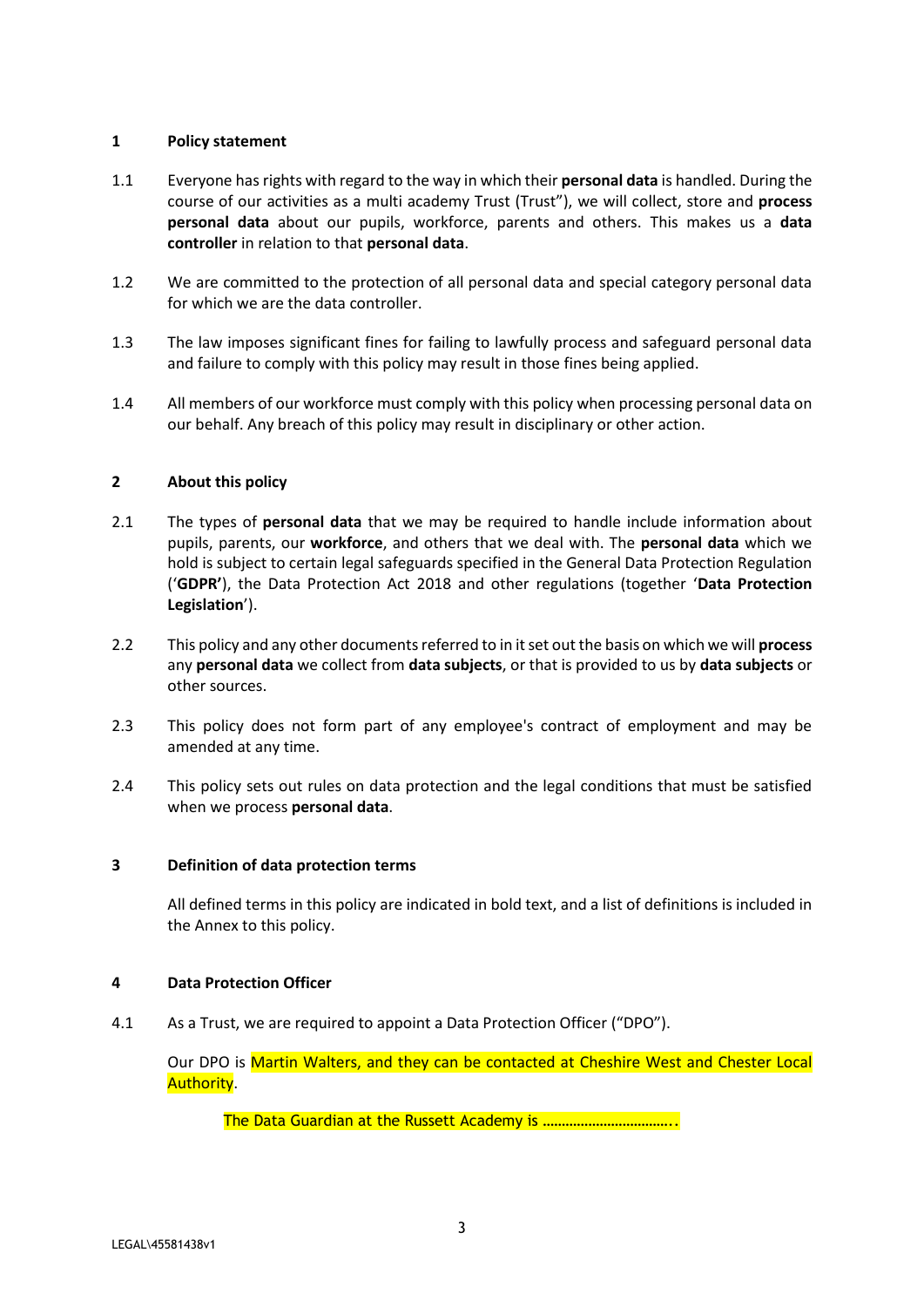## 1 Policy statement

1.1 Everyone has rights with regard to the way in which their **personal data** is handled. During the course of our activities as a multi academy Trust (Trust"), we will collect, store and **process personal data** about our pupils, workforce, parents and others. This makes us a **data controller** in relation to that **personal data**.

1.2 We are committed to the protection of all personal data and special category personal data for which we are the data controller.

1.3 The law imposes significant fines for failing to lawfully process and safeguard personal data and failure to comply with this policy may result in those fines being applied.

1.4 All members of our workforce must comply with this policy when processing personal data on our behalf. Any breach of this policy may result in disciplinary or other action.

## 2 About this policy

2.1 The types of **personal data** that we may be required to handle include information about pupils, parents, our **workforce**, and others that we deal with. The **personal data** which we hold is subject to certain legal safeguards specified in the General Data Protection Regulation ('**GDPR'**), the Data Protection Act 2018 and other regulations (together '**Data Protection Legislation**').

2.2 This policy and any other documents referred to in it set out the basis on which we will **process** any **personal data** we collect from **data subjects**, or that is provided to us by **data subjects** or other sources.

2.3 This policy does not form part of any employee's contract of employment and may be amended at any time.

2.4 This policy sets out rules on data protection and the legal conditions that must be satisfied when we process **personal data**.

## 3 Definition of data protection terms

All defined terms in this policy are indicated in bold text, and a list of definitions is included in the Annex to this policy.

## 4 Data Protection Officer

4.1 As a Trust, we are required to appoint a Data Protection Officer ("DPO").

Our DPO is Martin Walters, and they can be contacted at Cheshire West and Chester Local Authority.

The Data Guardian at the Russett Academy is ……………………………..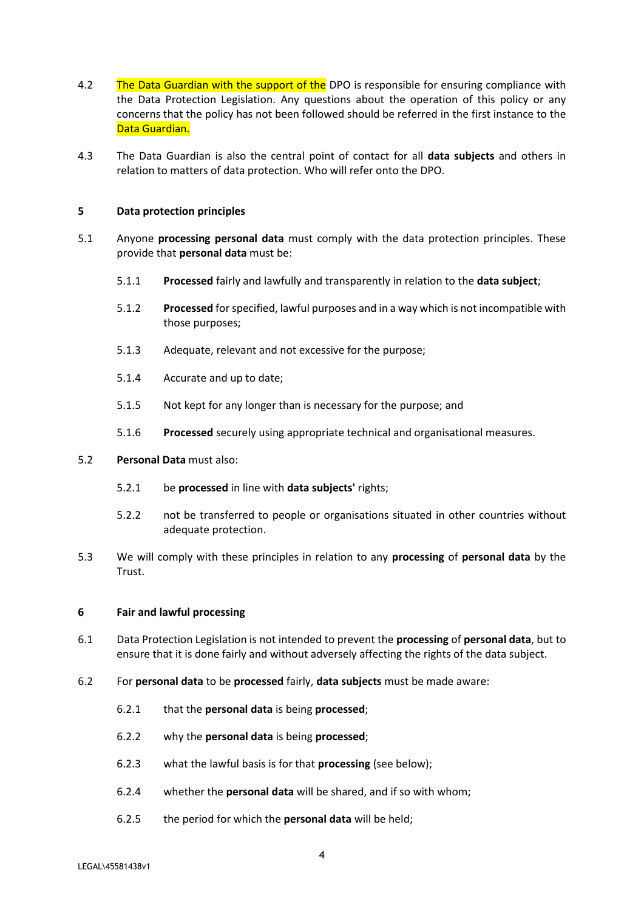4.2 The Data Guardian with the support of the DPO is responsible for ensuring compliance with the Data Protection Legislation. Any questions about the operation of this policy or any concerns that the policy has not been followed should be referred in the first instance to the Data Guardian.

4.3 The Data Guardian is also the central point of contact for all **data subjects** and others in relation to matters of data protection. Who will refer onto the DPO.

## 5 Data protection principles

5.1 Anyone **processing personal data** must comply with the data protection principles. These provide that **personal data** must be:

5.1.1 **Processed** fairly and lawfully and transparently in relation to the **data subject**;

5.1.2 **Processed** for specified, lawful purposes and in a way which is not incompatible with those purposes;

5.1.3 Adequate, relevant and not excessive for the purpose;

5.1.4 Accurate and up to date;

5.1.5 Not kept for any longer than is necessary for the purpose; and

5.1.6 **Processed** securely using appropriate technical and organisational measures.

5.2 **Personal Data** must also:

5.2.1 be **processed** in line with **data subjects'** rights;

5.2.2 not be transferred to people or organisations situated in other countries without adequate protection.

5.3 We will comply with these principles in relation to any **processing** of **personal data** by the Trust.

## 6 Fair and lawful processing

6.1 Data Protection Legislation is not intended to prevent the **processing** of **personal data**, but to ensure that it is done fairly and without adversely affecting the rights of the data subject.

6.2 For **personal data** to be **processed** fairly, **data subjects** must be made aware:

6.2.1 that the **personal data** is being **processed**;

6.2.2 why the **personal data** is being **processed**;

6.2.3 what the lawful basis is for that **processing** (see below);

6.2.4 whether the **personal data** will be shared, and if so with whom;

6.2.5 the period for which the **personal data** will be held;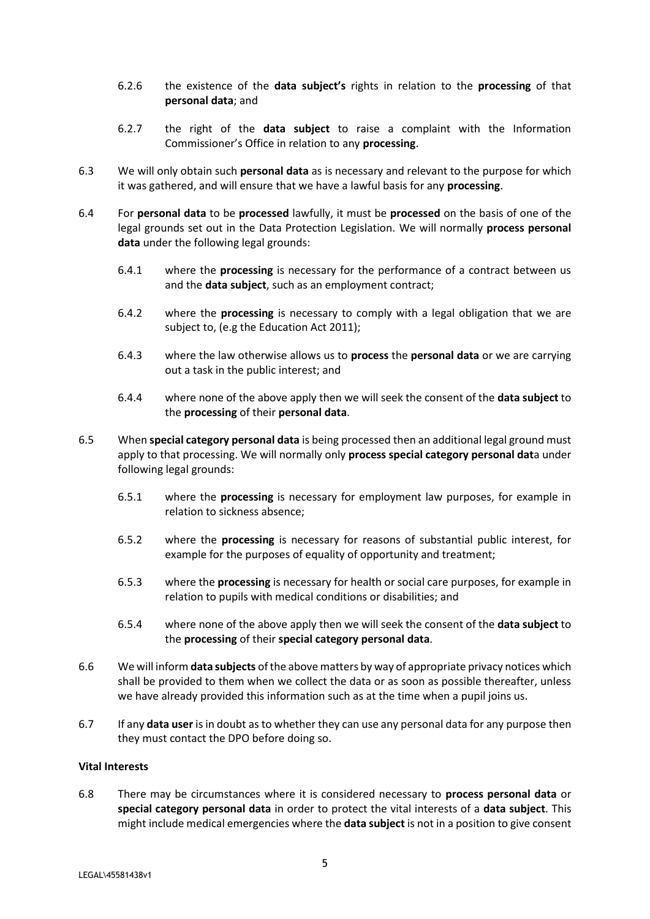6.2.6 the existence of the **data subject's** rights in relation to the **processing** of that **personal data**; and

6.2.7 the right of the **data subject** to raise a complaint with the Information Commissioner's Office in relation to any **processing**.

6.3 We will only obtain such **personal data** as is necessary and relevant to the purpose for which it was gathered, and will ensure that we have a lawful basis for any **processing**.

6.4 For **personal data** to be **processed** lawfully, it must be **processed** on the basis of one of the legal grounds set out in the Data Protection Legislation. We will normally **process personal data** under the following legal grounds:

6.4.1 where the **processing** is necessary for the performance of a contract between us and the **data subject**, such as an employment contract;

6.4.2 where the **processing** is necessary to comply with a legal obligation that we are subject to, (e.g the Education Act 2011);

6.4.3 where the law otherwise allows us to **process** the **personal data** or we are carrying out a task in the public interest; and

6.4.4 where none of the above apply then we will seek the consent of the **data subject** to the **processing** of their **personal data**.

6.5 When **special category personal data** is being processed then an additional legal ground must apply to that processing. We will normally only **process special category personal dat**a under following legal grounds:

6.5.1 where the **processing** is necessary for employment law purposes, for example in relation to sickness absence;

6.5.2 where the **processing** is necessary for reasons of substantial public interest, for example for the purposes of equality of opportunity and treatment;

6.5.3 where the **processing** is necessary for health or social care purposes, for example in relation to pupils with medical conditions or disabilities; and

6.5.4 where none of the above apply then we will seek the consent of the **data subject** to the **processing** of their **special category personal data**.

6.6 We will inform **data subjects** of the above matters by way of appropriate privacy notices which shall be provided to them when we collect the data or as soon as possible thereafter, unless we have already provided this information such as at the time when a pupil joins us.

6.7 If any **data user** is in doubt as to whether they can use any personal data for any purpose then they must contact the DPO before doing so.

**Vital Interests**

6.8 There may be circumstances where it is considered necessary to **process personal data** or **special category personal data** in order to protect the vital interests of a **data subject**. This might include medical emergencies where the **data subject** is not in a position to give consent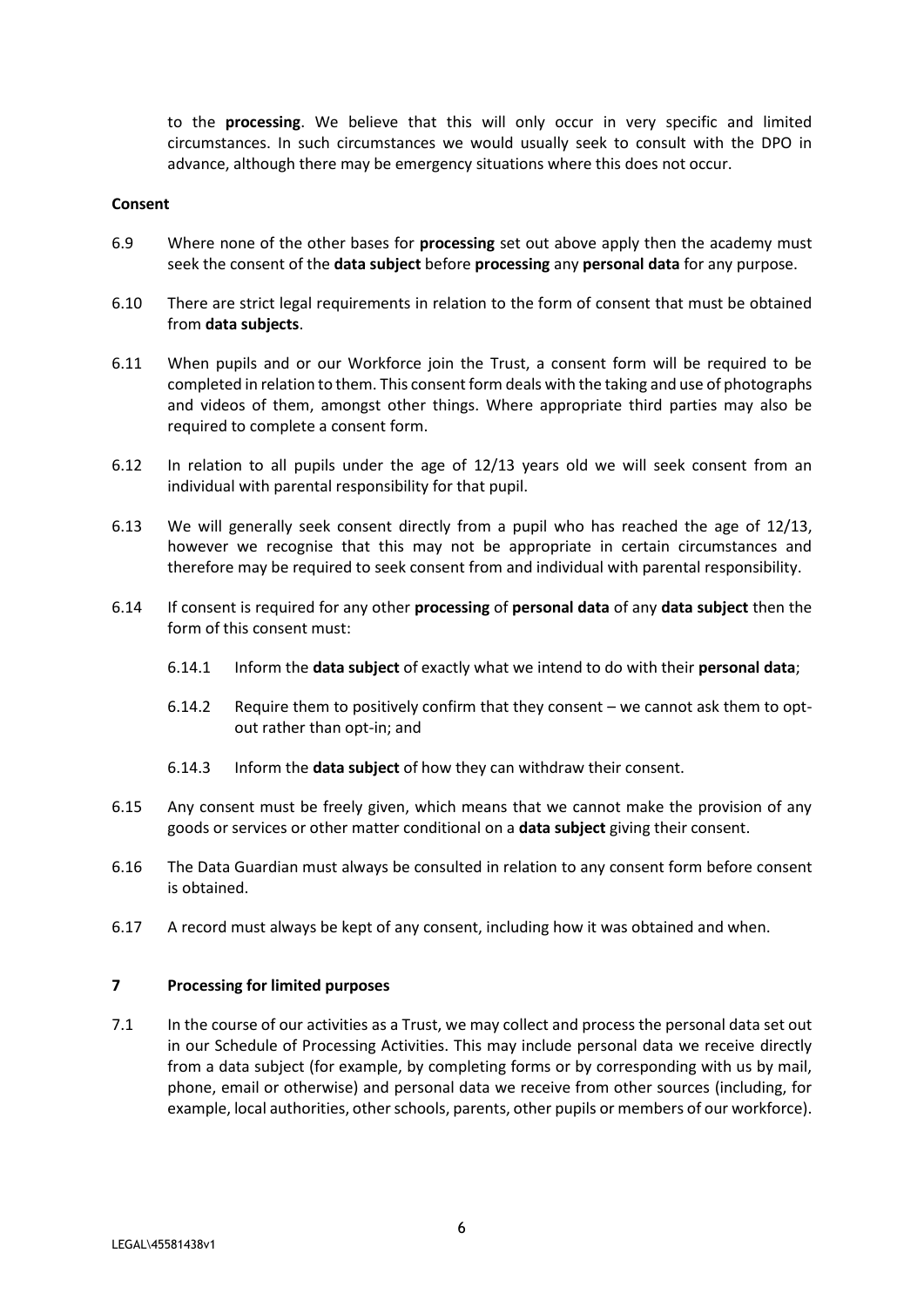to the **processing**. We believe that this will only occur in very specific and limited circumstances. In such circumstances we would usually seek to consult with the DPO in advance, although there may be emergency situations where this does not occur.

**Consent**

6.9 Where none of the other bases for **processing** set out above apply then the academy must seek the consent of the **data subject** before **processing** any **personal data** for any purpose.

6.10 There are strict legal requirements in relation to the form of consent that must be obtained from **data subjects**.

6.11 When pupils and or our Workforce join the Trust, a consent form will be required to be completed in relation to them. This consent form deals with the taking and use of photographs and videos of them, amongst other things. Where appropriate third parties may also be required to complete a consent form.

6.12 In relation to all pupils under the age of 12/13 years old we will seek consent from an individual with parental responsibility for that pupil.

6.13 We will generally seek consent directly from a pupil who has reached the age of 12/13, however we recognise that this may not be appropriate in certain circumstances and therefore may be required to seek consent from and individual with parental responsibility.

6.14 If consent is required for any other **processing** of **personal data** of any **data subject** then the form of this consent must:

6.14.1 Inform the **data subject** of exactly what we intend to do with their **personal data**;

6.14.2 Require them to positively confirm that they consent – we cannot ask them to opt-out rather than opt-in; and

6.14.3 Inform the **data subject** of how they can withdraw their consent.

6.15 Any consent must be freely given, which means that we cannot make the provision of any goods or services or other matter conditional on a **data subject** giving their consent.

6.16 The Data Guardian must always be consulted in relation to any consent form before consent is obtained.

6.17 A record must always be kept of any consent, including how it was obtained and when.

## 7 Processing for limited purposes

7.1 In the course of our activities as a Trust, we may collect and process the personal data set out in our Schedule of Processing Activities. This may include personal data we receive directly from a data subject (for example, by completing forms or by corresponding with us by mail, phone, email or otherwise) and personal data we receive from other sources (including, for example, local authorities, other schools, parents, other pupils or members of our workforce).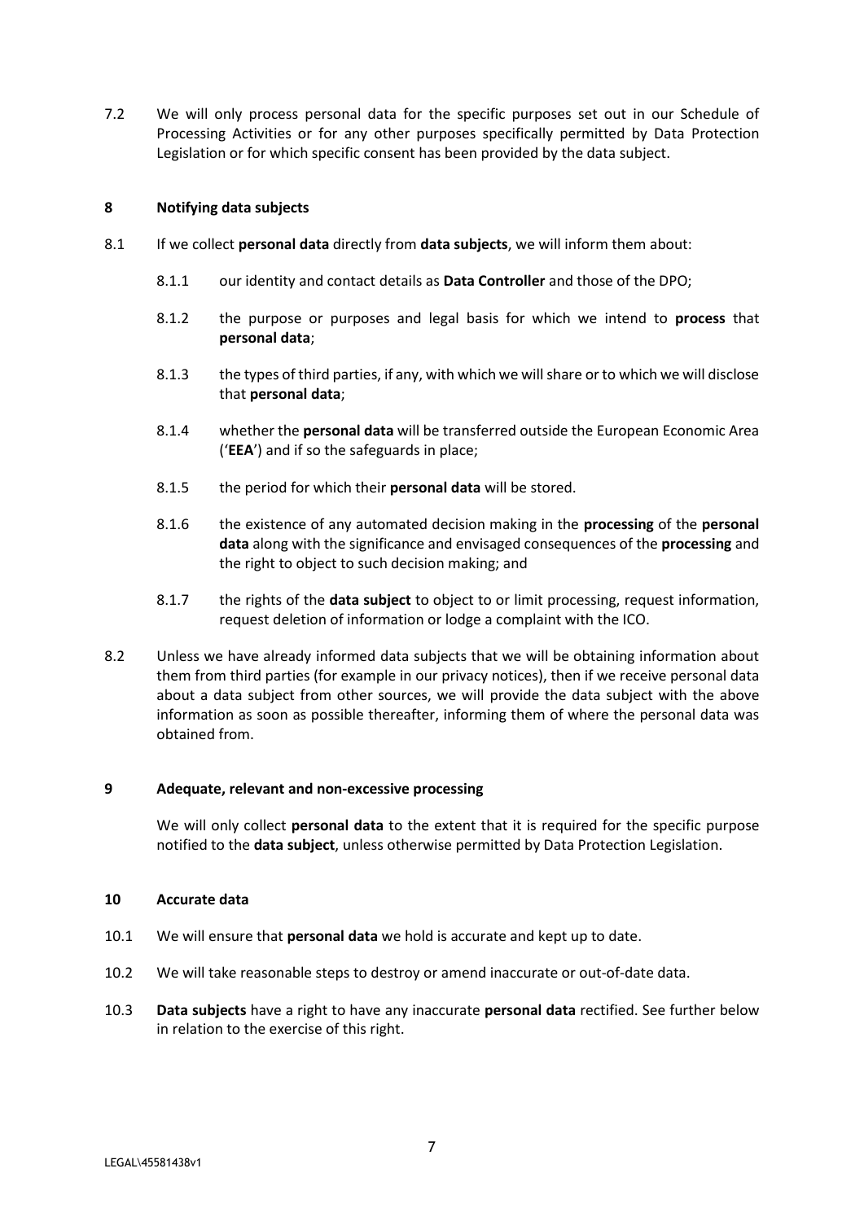7.2 We will only process personal data for the specific purposes set out in our Schedule of Processing Activities or for any other purposes specifically permitted by Data Protection Legislation or for which specific consent has been provided by the data subject.

## 8 Notifying data subjects

8.1 If we collect **personal data** directly from **data subjects**, we will inform them about:

8.1.1 our identity and contact details as **Data Controller** and those of the DPO;

8.1.2 the purpose or purposes and legal basis for which we intend to **process** that **personal data**;

8.1.3 the types of third parties, if any, with which we will share or to which we will disclose that **personal data**;

8.1.4 whether the **personal data** will be transferred outside the European Economic Area ('**EEA**') and if so the safeguards in place;

8.1.5 the period for which their **personal data** will be stored.

8.1.6 the existence of any automated decision making in the **processing** of the **personal data** along with the significance and envisaged consequences of the **processing** and the right to object to such decision making; and

8.1.7 the rights of the **data subject** to object to or limit processing, request information, request deletion of information or lodge a complaint with the ICO.

8.2 Unless we have already informed data subjects that we will be obtaining information about them from third parties (for example in our privacy notices), then if we receive personal data about a data subject from other sources, we will provide the data subject with the above information as soon as possible thereafter, informing them of where the personal data was obtained from.

## 9 Adequate, relevant and non-excessive processing

We will only collect **personal data** to the extent that it is required for the specific purpose notified to the **data subject**, unless otherwise permitted by Data Protection Legislation.

## 10 Accurate data

10.1 We will ensure that **personal data** we hold is accurate and kept up to date.

10.2 We will take reasonable steps to destroy or amend inaccurate or out-of-date data.

10.3 **Data subjects** have a right to have any inaccurate **personal data** rectified. See further below in relation to the exercise of this right.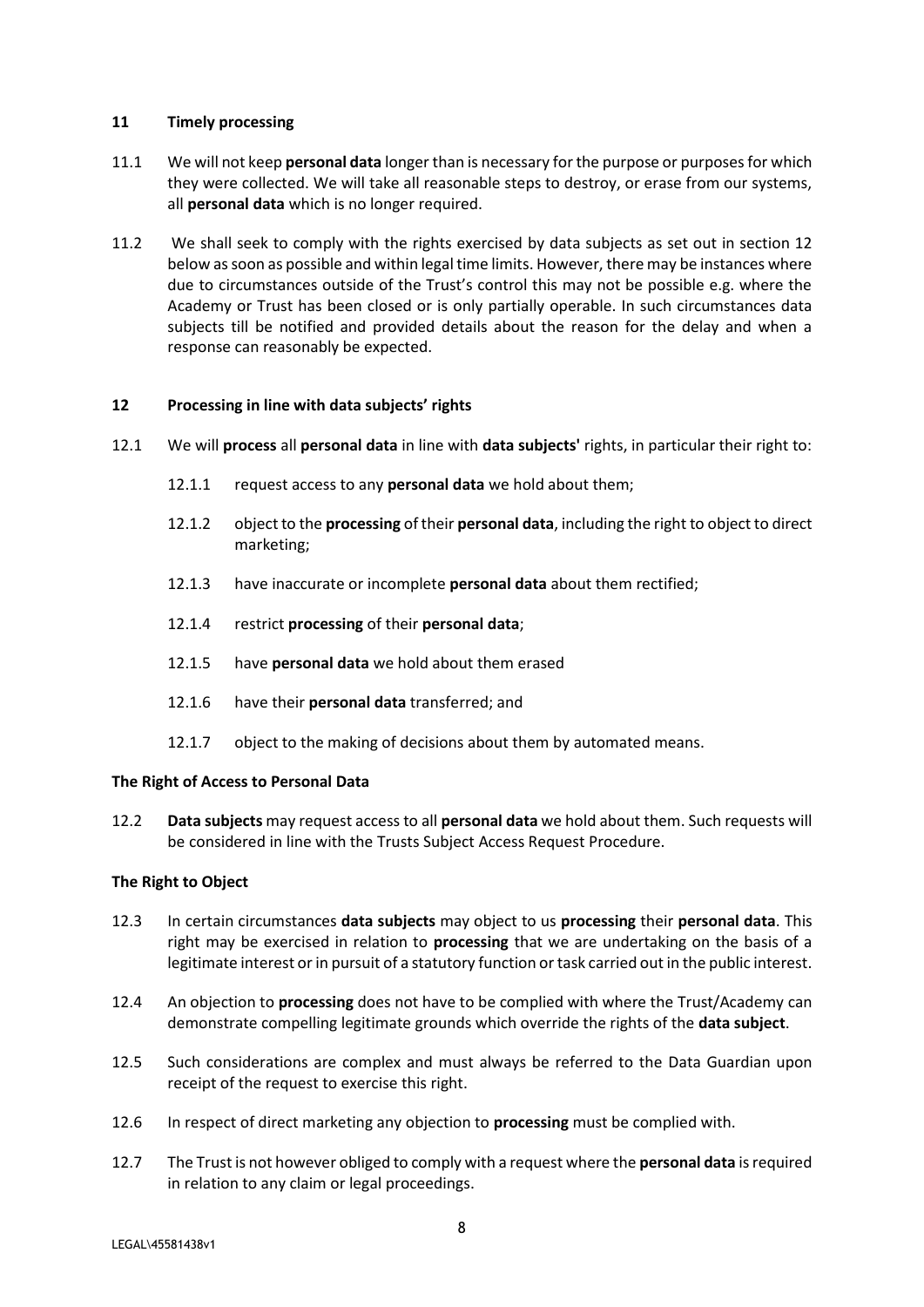## 11 Timely processing

11.1 We will not keep **personal data** longer than is necessary for the purpose or purposes for which they were collected. We will take all reasonable steps to destroy, or erase from our systems, all **personal data** which is no longer required.

11.2 We shall seek to comply with the rights exercised by data subjects as set out in section 12 below as soon as possible and within legal time limits. However, there may be instances where due to circumstances outside of the Trust's control this may not be possible e.g. where the Academy or Trust has been closed or is only partially operable. In such circumstances data subjects till be notified and provided details about the reason for the delay and when a response can reasonably be expected.

## 12 Processing in line with data subjects' rights

12.1 We will **process** all **personal data** in line with **data subjects'** rights, in particular their right to:

- 12.1.1 request access to any **personal data** we hold about them;
- 12.1.2 object to the **processing** of their **personal data**, including the right to object to direct marketing;
- 12.1.3 have inaccurate or incomplete **personal data** about them rectified;
- 12.1.4 restrict **processing** of their **personal data**;
- 12.1.5 have **personal data** we hold about them erased
- 12.1.6 have their **personal data** transferred; and
- 12.1.7 object to the making of decisions about them by automated means.

**The Right of Access to Personal Data**

12.2 **Data subjects** may request access to all **personal data** we hold about them. Such requests will be considered in line with the Trusts Subject Access Request Procedure.

**The Right to Object**

12.3 In certain circumstances **data subjects** may object to us **processing** their **personal data**. This right may be exercised in relation to **processing** that we are undertaking on the basis of a legitimate interest or in pursuit of a statutory function or task carried out in the public interest.

12.4 An objection to **processing** does not have to be complied with where the Trust/Academy can demonstrate compelling legitimate grounds which override the rights of the **data subject**.

12.5 Such considerations are complex and must always be referred to the Data Guardian upon receipt of the request to exercise this right.

12.6 In respect of direct marketing any objection to **processing** must be complied with.

12.7 The Trust is not however obliged to comply with a request where the **personal data** is required in relation to any claim or legal proceedings.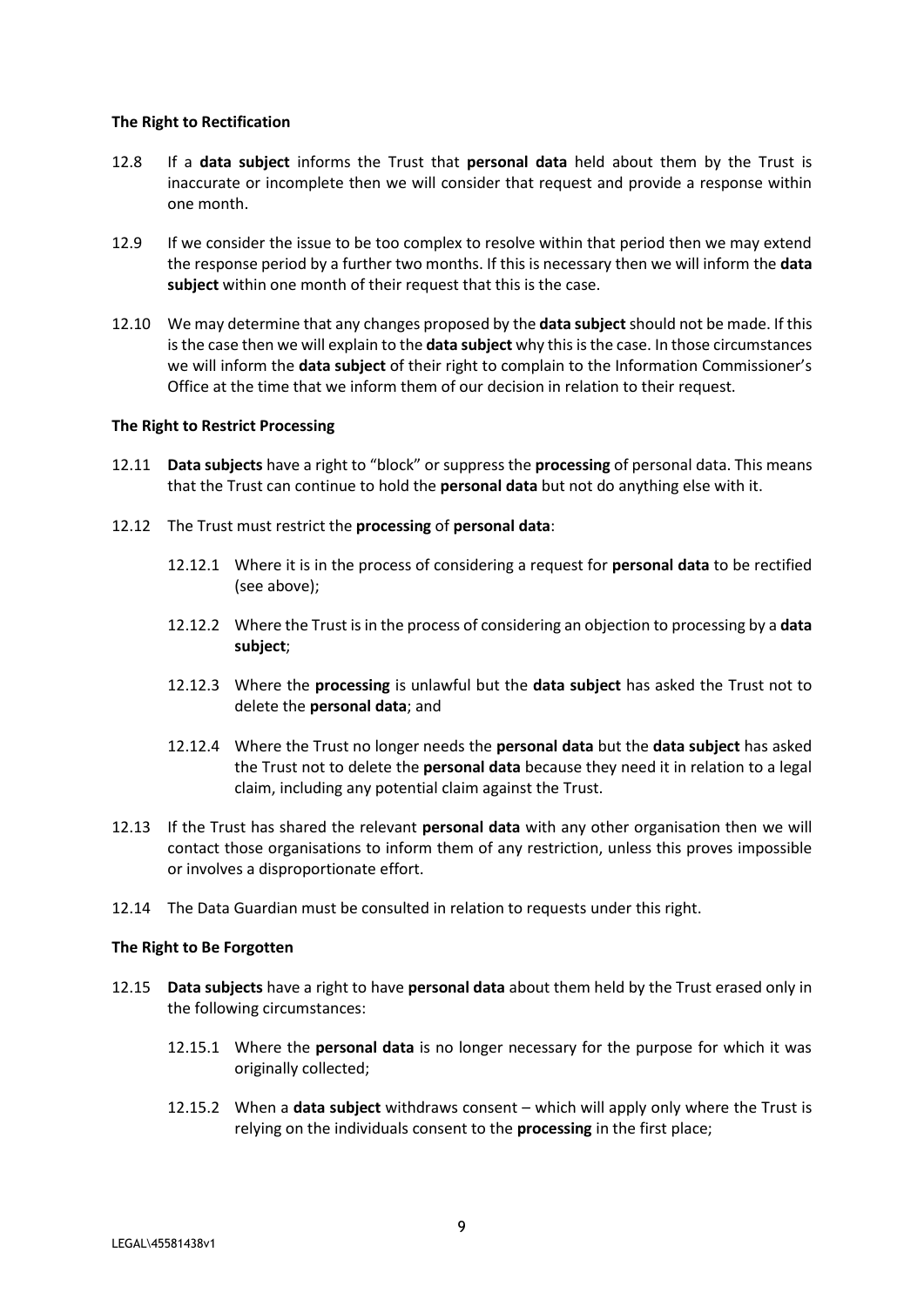**The Right to Rectification**

12.8 If a **data subject** informs the Trust that **personal data** held about them by the Trust is inaccurate or incomplete then we will consider that request and provide a response within one month.

12.9 If we consider the issue to be too complex to resolve within that period then we may extend the response period by a further two months. If this is necessary then we will inform the **data subject** within one month of their request that this is the case.

12.10 We may determine that any changes proposed by the **data subject** should not be made. If this is the case then we will explain to the **data subject** why this is the case. In those circumstances we will inform the **data subject** of their right to complain to the Information Commissioner's Office at the time that we inform them of our decision in relation to their request.

**The Right to Restrict Processing**

12.11 **Data subjects** have a right to "block" or suppress the **processing** of personal data. This means that the Trust can continue to hold the **personal data** but not do anything else with it.

12.12 The Trust must restrict the **processing** of **personal data**:

12.12.1 Where it is in the process of considering a request for **personal data** to be rectified (see above);

12.12.2 Where the Trust is in the process of considering an objection to processing by a **data subject**;

12.12.3 Where the **processing** is unlawful but the **data subject** has asked the Trust not to delete the **personal data**; and

12.12.4 Where the Trust no longer needs the **personal data** but the **data subject** has asked the Trust not to delete the **personal data** because they need it in relation to a legal claim, including any potential claim against the Trust.

12.13 If the Trust has shared the relevant **personal data** with any other organisation then we will contact those organisations to inform them of any restriction, unless this proves impossible or involves a disproportionate effort.

12.14 The Data Guardian must be consulted in relation to requests under this right.

**The Right to Be Forgotten**

12.15 **Data subjects** have a right to have **personal data** about them held by the Trust erased only in the following circumstances:

12.15.1 Where the **personal data** is no longer necessary for the purpose for which it was originally collected;

12.15.2 When a **data subject** withdraws consent – which will apply only where the Trust is relying on the individuals consent to the **processing** in the first place;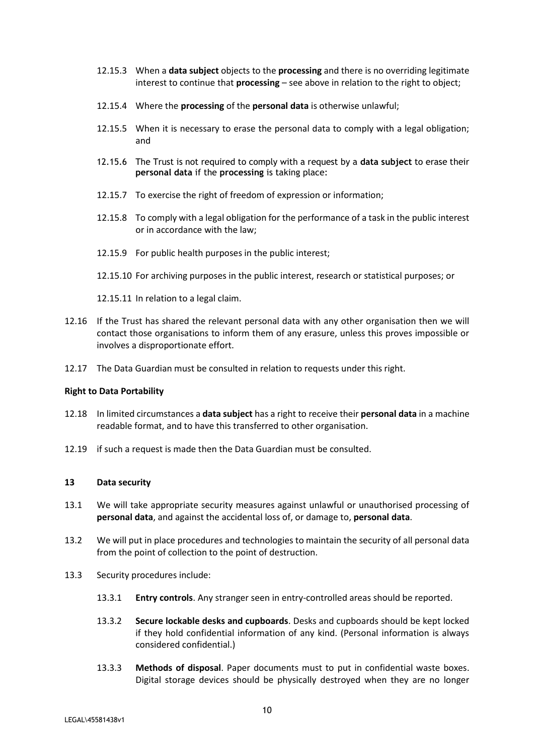12.15.3 When a **data subject** objects to the **processing** and there is no overriding legitimate interest to continue that **processing** – see above in relation to the right to object;

12.15.4 Where the **processing** of the **personal data** is otherwise unlawful;

12.15.5 When it is necessary to erase the personal data to comply with a legal obligation; and

12.15.6 The Trust is not required to comply with a request by a **data subject** to erase their **personal data** if the **processing** is taking place:

12.15.7 To exercise the right of freedom of expression or information;

12.15.8 To comply with a legal obligation for the performance of a task in the public interest or in accordance with the law;

12.15.9 For public health purposes in the public interest;

12.15.10 For archiving purposes in the public interest, research or statistical purposes; or

12.15.11 In relation to a legal claim.

12.16 If the Trust has shared the relevant personal data with any other organisation then we will contact those organisations to inform them of any erasure, unless this proves impossible or involves a disproportionate effort.

12.17 The Data Guardian must be consulted in relation to requests under this right.

**Right to Data Portability**

12.18 In limited circumstances a **data subject** has a right to receive their **personal data** in a machine readable format, and to have this transferred to other organisation.

12.19 if such a request is made then the Data Guardian must be consulted.

## 13 Data security

13.1 We will take appropriate security measures against unlawful or unauthorised processing of **personal data**, and against the accidental loss of, or damage to, **personal data**.

13.2 We will put in place procedures and technologies to maintain the security of all personal data from the point of collection to the point of destruction.

13.3 Security procedures include:

13.3.1 **Entry controls**. Any stranger seen in entry-controlled areas should be reported.

13.3.2 **Secure lockable desks and cupboards**. Desks and cupboards should be kept locked if they hold confidential information of any kind. (Personal information is always considered confidential.)

13.3.3 **Methods of disposal**. Paper documents must to put in confidential waste boxes. Digital storage devices should be physically destroyed when they are no longer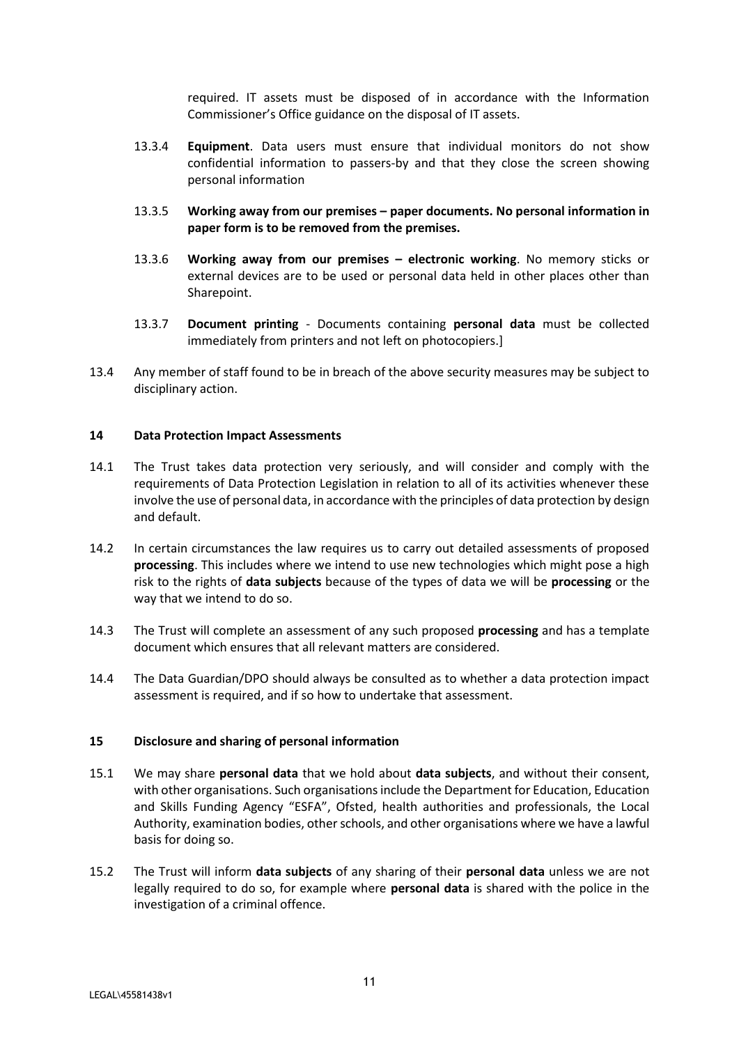required. IT assets must be disposed of in accordance with the Information Commissioner's Office guidance on the disposal of IT assets.

13.3.4 **Equipment**. Data users must ensure that individual monitors do not show confidential information to passers-by and that they close the screen showing personal information

13.3.5 **Working away from our premises – paper documents. No personal information in paper form is to be removed from the premises.**

13.3.6 **Working away from our premises – electronic working**. No memory sticks or external devices are to be used or personal data held in other places other than Sharepoint.

13.3.7 **Document printing** - Documents containing **personal data** must be collected immediately from printers and not left on photocopiers.]

13.4 Any member of staff found to be in breach of the above security measures may be subject to disciplinary action.

## 14 Data Protection Impact Assessments

14.1 The Trust takes data protection very seriously, and will consider and comply with the requirements of Data Protection Legislation in relation to all of its activities whenever these involve the use of personal data, in accordance with the principles of data protection by design and default.

14.2 In certain circumstances the law requires us to carry out detailed assessments of proposed **processing**. This includes where we intend to use new technologies which might pose a high risk to the rights of **data subjects** because of the types of data we will be **processing** or the way that we intend to do so.

14.3 The Trust will complete an assessment of any such proposed **processing** and has a template document which ensures that all relevant matters are considered.

14.4 The Data Guardian/DPO should always be consulted as to whether a data protection impact assessment is required, and if so how to undertake that assessment.

## 15 Disclosure and sharing of personal information

15.1 We may share **personal data** that we hold about **data subjects**, and without their consent, with other organisations. Such organisations include the Department for Education, Education and Skills Funding Agency "ESFA", Ofsted, health authorities and professionals, the Local Authority, examination bodies, other schools, and other organisations where we have a lawful basis for doing so.

15.2 The Trust will inform **data subjects** of any sharing of their **personal data** unless we are not legally required to do so, for example where **personal data** is shared with the police in the investigation of a criminal offence.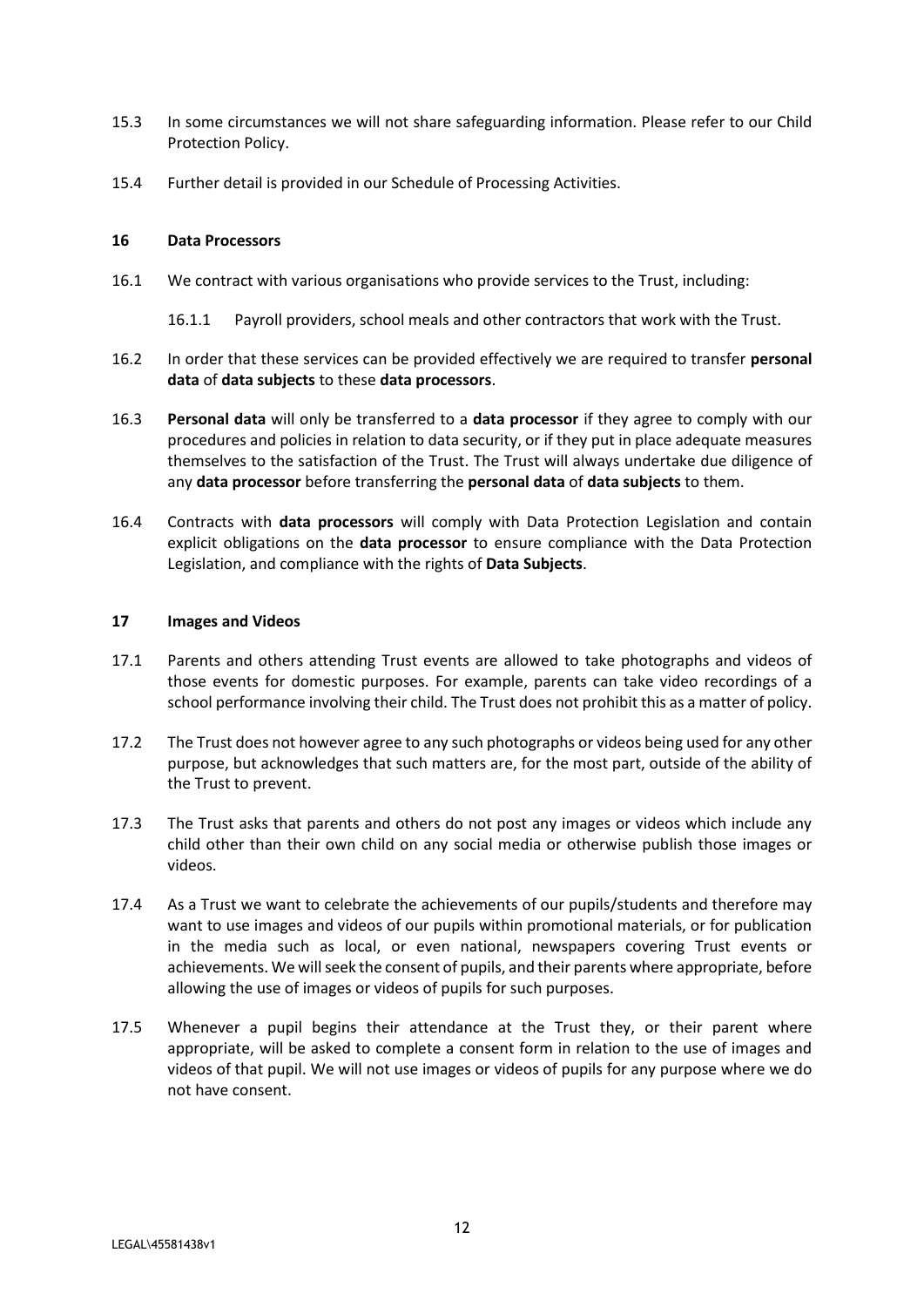15.3 In some circumstances we will not share safeguarding information. Please refer to our Child Protection Policy.

15.4 Further detail is provided in our Schedule of Processing Activities.

## 16 Data Processors

16.1 We contract with various organisations who provide services to the Trust, including:

16.1.1 Payroll providers, school meals and other contractors that work with the Trust.

16.2 In order that these services can be provided effectively we are required to transfer **personal data** of **data subjects** to these **data processors**.

16.3 **Personal data** will only be transferred to a **data processor** if they agree to comply with our procedures and policies in relation to data security, or if they put in place adequate measures themselves to the satisfaction of the Trust. The Trust will always undertake due diligence of any **data processor** before transferring the **personal data** of **data subjects** to them.

16.4 Contracts with **data processors** will comply with Data Protection Legislation and contain explicit obligations on the **data processor** to ensure compliance with the Data Protection Legislation, and compliance with the rights of **Data Subjects**.

## 17 Images and Videos

17.1 Parents and others attending Trust events are allowed to take photographs and videos of those events for domestic purposes. For example, parents can take video recordings of a school performance involving their child. The Trust does not prohibit this as a matter of policy.

17.2 The Trust does not however agree to any such photographs or videos being used for any other purpose, but acknowledges that such matters are, for the most part, outside of the ability of the Trust to prevent.

17.3 The Trust asks that parents and others do not post any images or videos which include any child other than their own child on any social media or otherwise publish those images or videos.

17.4 As a Trust we want to celebrate the achievements of our pupils/students and therefore may want to use images and videos of our pupils within promotional materials, or for publication in the media such as local, or even national, newspapers covering Trust events or achievements. We will seek the consent of pupils, and their parents where appropriate, before allowing the use of images or videos of pupils for such purposes.

17.5 Whenever a pupil begins their attendance at the Trust they, or their parent where appropriate, will be asked to complete a consent form in relation to the use of images and videos of that pupil. We will not use images or videos of pupils for any purpose where we do not have consent.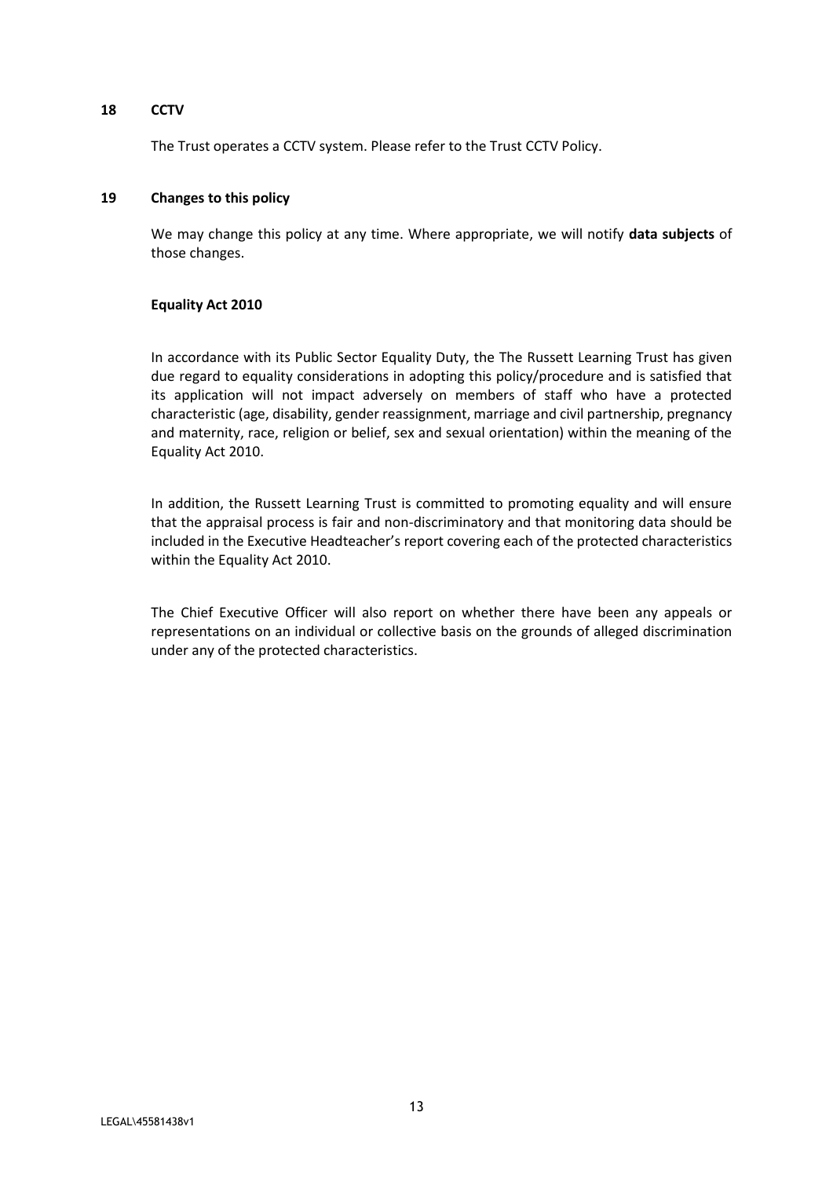## 18 CCTV

The Trust operates a CCTV system. Please refer to the Trust CCTV Policy.

## 19 Changes to this policy

We may change this policy at any time. Where appropriate, we will notify **data subjects** of those changes.

**Equality Act 2010**

In accordance with its Public Sector Equality Duty, the The Russett Learning Trust has given due regard to equality considerations in adopting this policy/procedure and is satisfied that its application will not impact adversely on members of staff who have a protected characteristic (age, disability, gender reassignment, marriage and civil partnership, pregnancy and maternity, race, religion or belief, sex and sexual orientation) within the meaning of the Equality Act 2010.

In addition, the Russett Learning Trust is committed to promoting equality and will ensure that the appraisal process is fair and non-discriminatory and that monitoring data should be included in the Executive Headteacher's report covering each of the protected characteristics within the Equality Act 2010.

The Chief Executive Officer will also report on whether there have been any appeals or representations on an individual or collective basis on the grounds of alleged discrimination under any of the protected characteristics.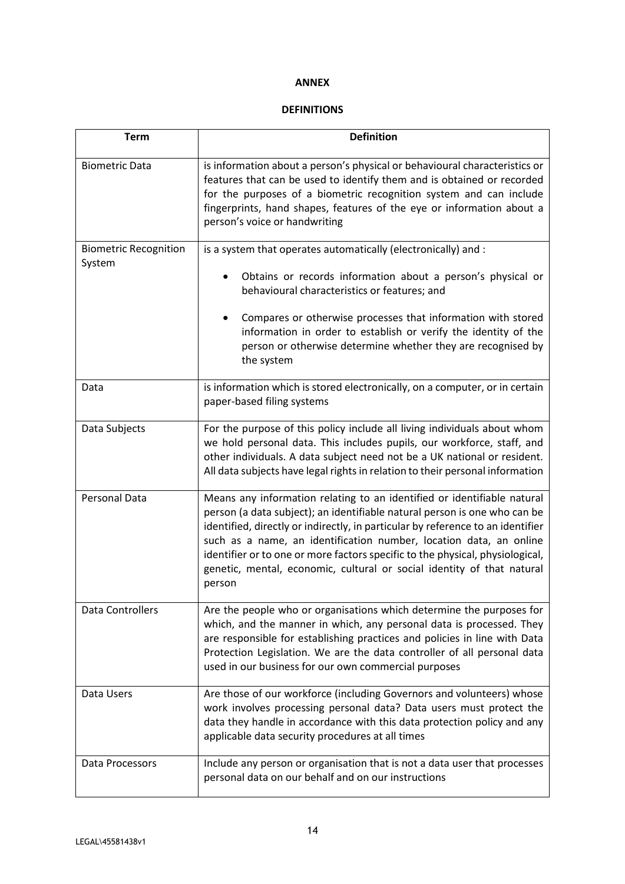**ANNEX**

**DEFINITIONS**

| Term | Definition |
|---|---|
| Biometric Data | is information about a person's physical or behavioural characteristics or features that can be used to identify them and is obtained or recorded for the purposes of a biometric recognition system and can include fingerprints, hand shapes, features of the eye or information about a person's voice or handwriting |
| Biometric Recognition System | is a system that operates automatically (electronically) and :<br>• Obtains or records information about a person's physical or behavioural characteristics or features; and<br>• Compares or otherwise processes that information with stored information in order to establish or verify the identity of the person or otherwise determine whether they are recognised by the system |
| Data | is information which is stored electronically, on a computer, or in certain paper-based filing systems |
| Data Subjects | For the purpose of this policy include all living individuals about whom we hold personal data. This includes pupils, our workforce, staff, and other individuals. A data subject need not be a UK national or resident. All data subjects have legal rights in relation to their personal information |
| Personal Data | Means any information relating to an identified or identifiable natural person (a data subject); an identifiable natural person is one who can be identified, directly or indirectly, in particular by reference to an identifier such as a name, an identification number, location data, an online identifier or to one or more factors specific to the physical, physiological, genetic, mental, economic, cultural or social identity of that natural person |
| Data Controllers | Are the people who or organisations which determine the purposes for which, and the manner in which, any personal data is processed. They are responsible for establishing practices and policies in line with Data Protection Legislation. We are the data controller of all personal data used in our business for our own commercial purposes |
| Data Users | Are those of our workforce (including Governors and volunteers) whose work involves processing personal data? Data users must protect the data they handle in accordance with this data protection policy and any applicable data security procedures at all times |
| Data Processors | Include any person or organisation that is not a data user that processes personal data on our behalf and on our instructions |

LEGAL\45581438v1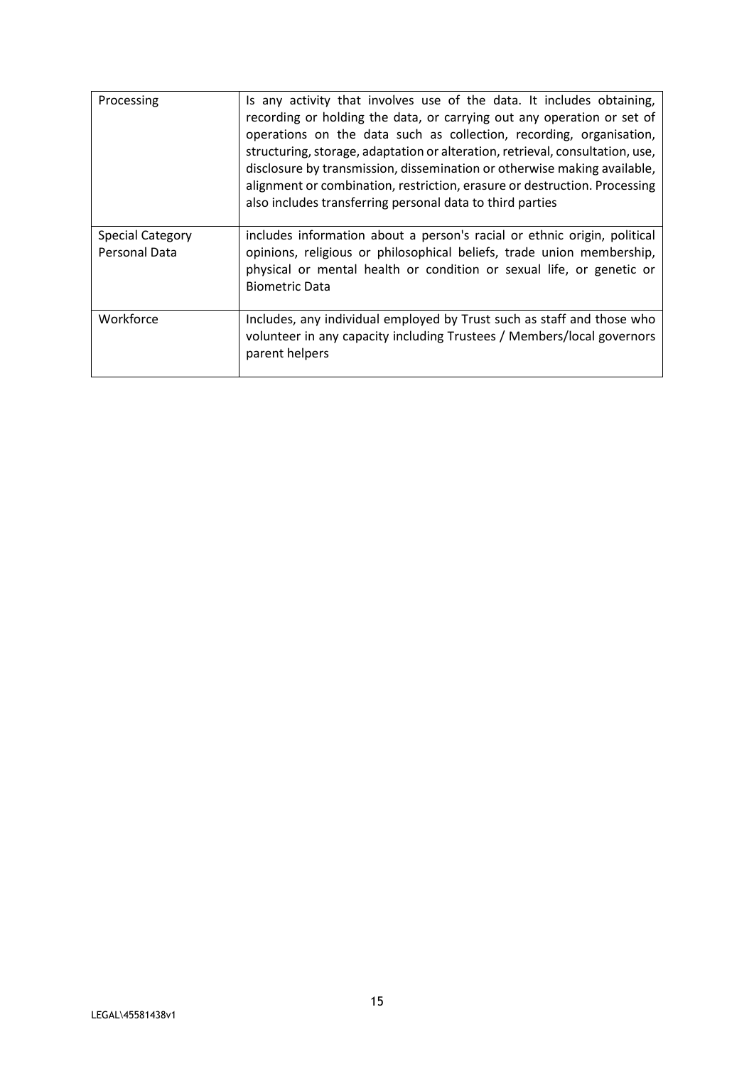| | |
|---|---|
| Processing | Is any activity that involves use of the data. It includes obtaining, recording or holding the data, or carrying out any operation or set of operations on the data such as collection, recording, organisation, structuring, storage, adaptation or alteration, retrieval, consultation, use, disclosure by transmission, dissemination or otherwise making available, alignment or combination, restriction, erasure or destruction. Processing also includes transferring personal data to third parties |
| Special Category Personal Data | includes information about a person's racial or ethnic origin, political opinions, religious or philosophical beliefs, trade union membership, physical or mental health or condition or sexual life, or genetic or Biometric Data |
| Workforce | Includes, any individual employed by Trust such as staff and those who volunteer in any capacity including Trustees / Members/local governors parent helpers |

LEGAL\45581438v1